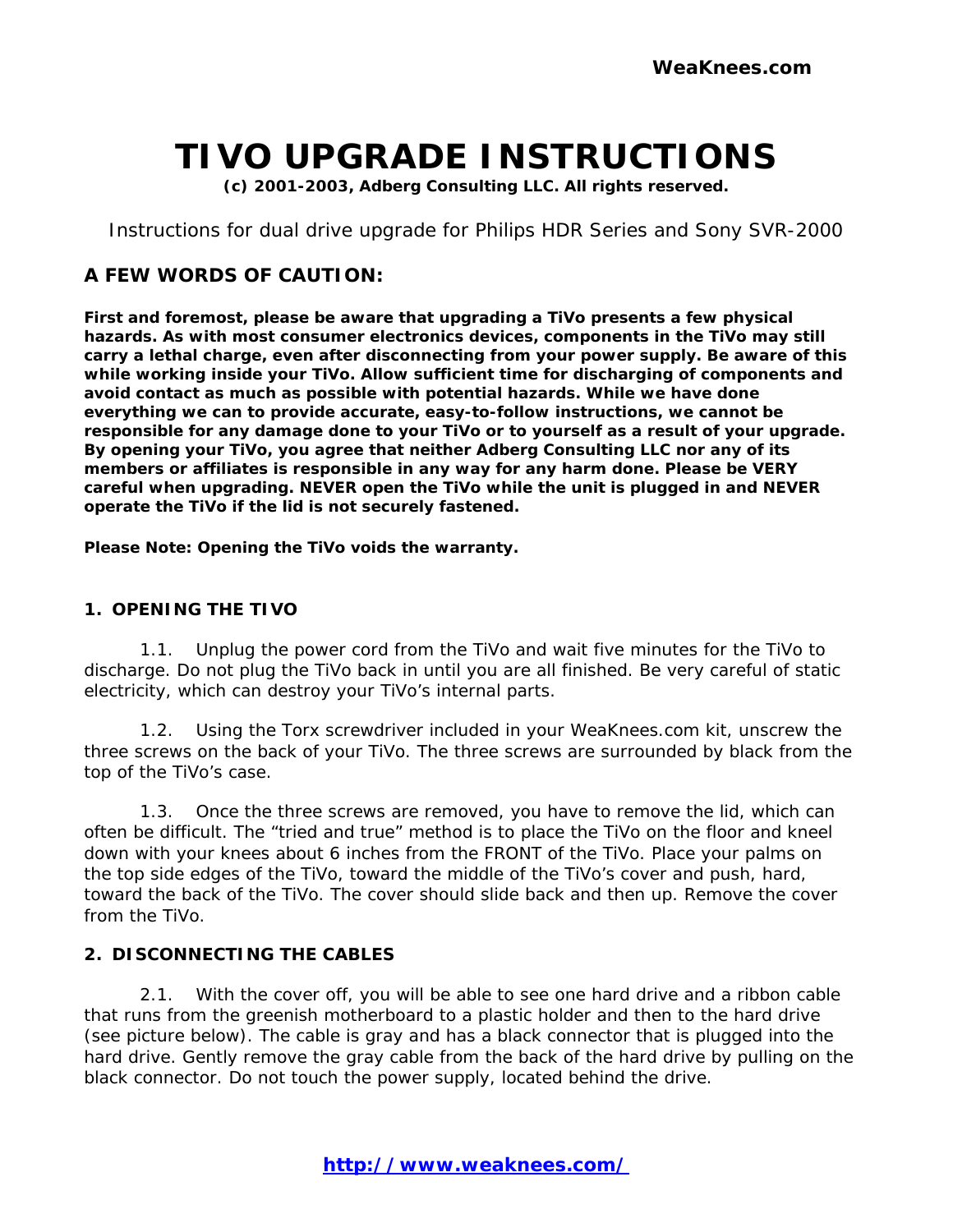# TIVO UPGRADE INSTRUCTIONS

**(c) 2001-2003, Adberg Consulting LLC. All rights reserved.**

Instructions for dual drive upgrade for Philips HDR Series and Sony SVR-2000

## A FEW WORDS OF CAUTION:

**First and foremost, please be aware that upgrading a TiVo presents a few physical hazards. As with most consumer electronics devices, components in the TiVo may still carry a lethal charge, even after disconnecting from your power supply. Be aware of this while working inside your TiVo. Allow sufficient time for discharging of components and avoid contact as much as possible with potential hazards. While we have done everything we can to provide accurate, easy-to-follow instructions, we cannot be responsible for any damage done to your TiVo or to yourself as a result of your upgrade. By opening your TiVo, you agree that neither Adberg Consulting LLC nor any of its members or affiliates is responsible in any way for any harm done. Please be VERY careful when upgrading. NEVER open the TiVo while the unit is plugged in and NEVER operate the TiVo if the lid is not securely fastened.**

**Please Note: Opening the TiVo voids the warranty.**

### 1. OPENING THE TIVO

1.1. Unplug the power cord from the TiVo and wait five minutes for the TiVo to discharge. Do not plug the TiVo back in until you are all finished. Be very careful of static electricity, which can destroy your TiVo's internal parts.

1.2. Using the Torx screwdriver included in your WeaKnees.com kit, unscrew the three screws on the back of your TiVo. The three screws are surrounded by black from the top of the TiVo's case.

1.3. Once the three screws are removed, you have to remove the lid, which can often be difficult. The "tried and true" method is to place the TiVo on the floor and kneel down with your knees about 6 inches from the FRONT of the TiVo. Place your palms on the top side edges of the TiVo, toward the middle of the TiVo's cover and push, hard, toward the back of the TiVo. The cover should slide back and then up. Remove the cover from the TiVo.

### 2. DISCONNECTING THE CABLES

2.1. With the cover off, you will be able to see one hard drive and a ribbon cable that runs from the greenish motherboard to a plastic holder and then to the hard drive (see picture below). The cable is gray and has a black connector that is plugged into the hard drive. Gently remove the gray cable from the back of the hard drive by pulling on the black connector. Do not touch the power supply, located behind the drive.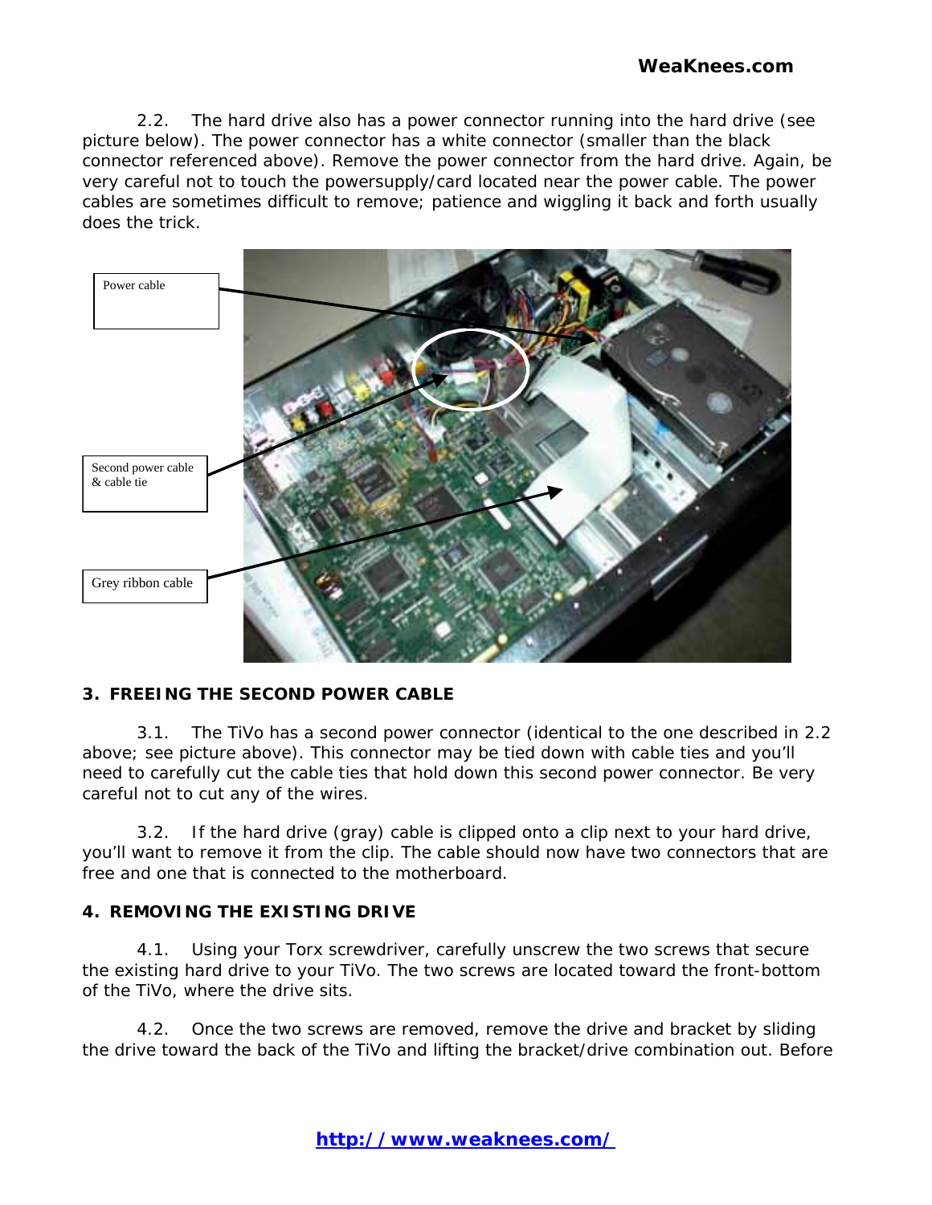2.2. The hard drive also has a power connector running into the hard drive (see picture below). The power connector has a white connector (smaller than the black connector referenced above). Remove the power connector from the hard drive. Again, be very careful not to touch the powersupply/card located near the power cable. The power cables are sometimes difficult to remove; patience and wiggling it back and forth usually does the trick.

Power cable

Second power cable & cable tie

Grey ribbon cable

## 3. FREEING THE SECOND POWER CABLE

3.1. The TiVo has a second power connector (identical to the one described in 2.2 above; see picture above). This connector may be tied down with cable ties and you'll need to carefully cut the cable ties that hold down this second power connector. Be very careful not to cut any of the wires.

3.2. If the hard drive (gray) cable is clipped onto a clip next to your hard drive, you'll want to remove it from the clip. The cable should now have two connectors that are free and one that is connected to the motherboard.

## 4. REMOVING THE EXISTING DRIVE

4.1. Using your Torx screwdriver, carefully unscrew the two screws that secure the existing hard drive to your TiVo. The two screws are located toward the front-bottom of the TiVo, where the drive sits.

4.2. Once the two screws are removed, remove the drive and bracket by sliding the drive toward the back of the TiVo and lifting the bracket/drive combination out. Before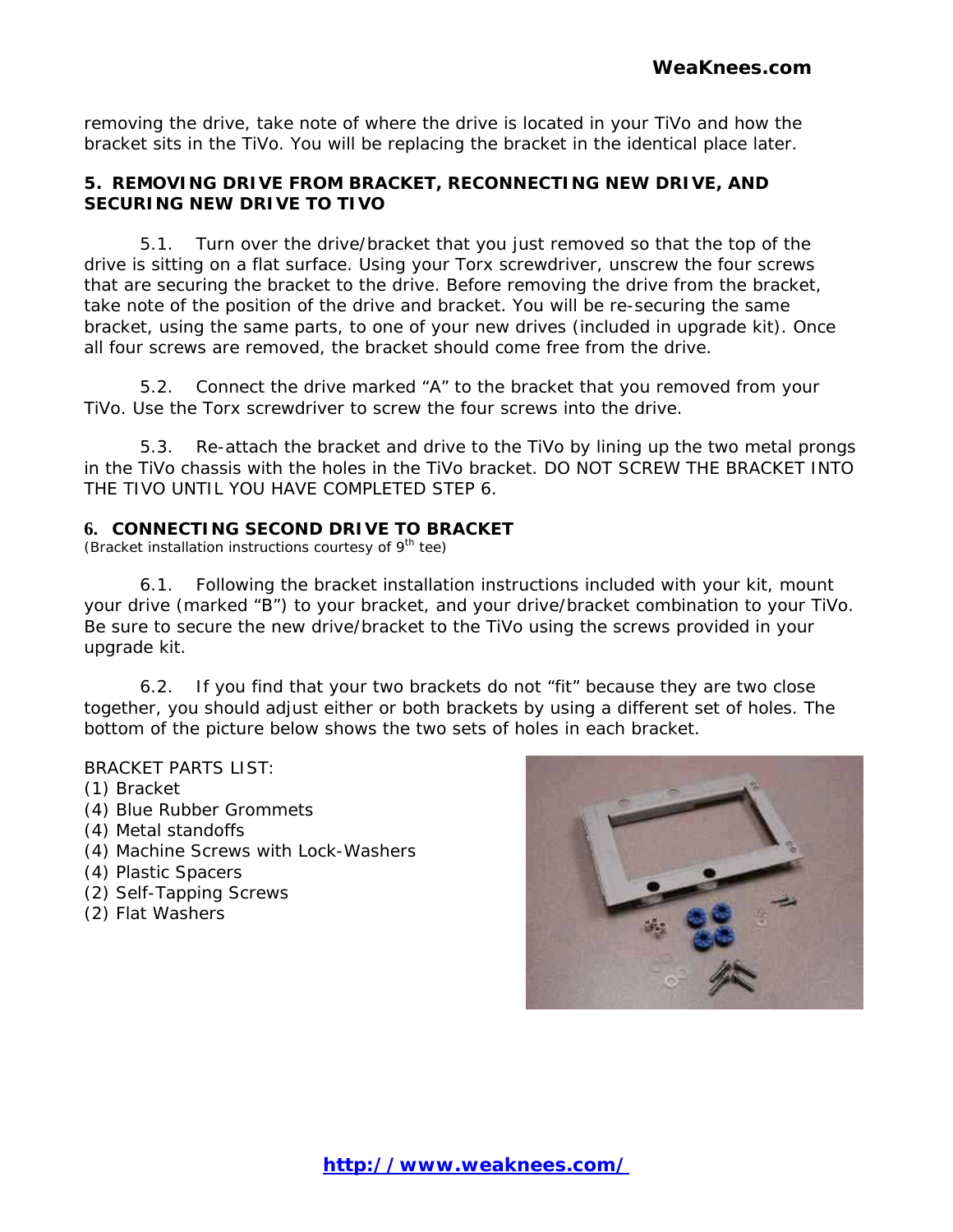removing the drive, take note of where the drive is located in your TiVo and how the bracket sits in the TiVo. You will be replacing the bracket in the identical place later.

## 5. REMOVING DRIVE FROM BRACKET, RECONNECTING NEW DRIVE, AND SECURING NEW DRIVE TO TIVO

5.1. Turn over the drive/bracket that you just removed so that the top of the drive is sitting on a flat surface. Using your Torx screwdriver, unscrew the four screws that are securing the bracket to the drive. Before removing the drive from the bracket, take note of the position of the drive and bracket. You will be re-securing the same bracket, using the same parts, to one of your new drives (included in upgrade kit). Once all four screws are removed, the bracket should come free from the drive.

5.2. Connect the drive marked "A" to the bracket that you removed from your TiVo. Use the Torx screwdriver to screw the four screws into the drive.

5.3. Re-attach the bracket and drive to the TiVo by lining up the two metal prongs in the TiVo chassis with the holes in the TiVo bracket. DO NOT SCREW THE BRACKET INTO THE TIVO UNTIL YOU HAVE COMPLETED STEP 6.

## 6. CONNECTING SECOND DRIVE TO BRACKET

(Bracket installation instructions courtesy of 9th tee)

6.1. Following the bracket installation instructions included with your kit, mount your drive (marked "B") to your bracket, and your drive/bracket combination to your TiVo. Be sure to secure the new drive/bracket to the TiVo using the screws provided in your upgrade kit.

6.2. If you find that your two brackets do not "fit" because they are two close together, you should adjust either or both brackets by using a different set of holes. The bottom of the picture below shows the two sets of holes in each bracket.

BRACKET PARTS LIST:
(1) Bracket
(4) Blue Rubber Grommets
(4) Metal standoffs
(4) Machine Screws with Lock-Washers
(4) Plastic Spacers
(2) Self-Tapping Screws
(2) Flat Washers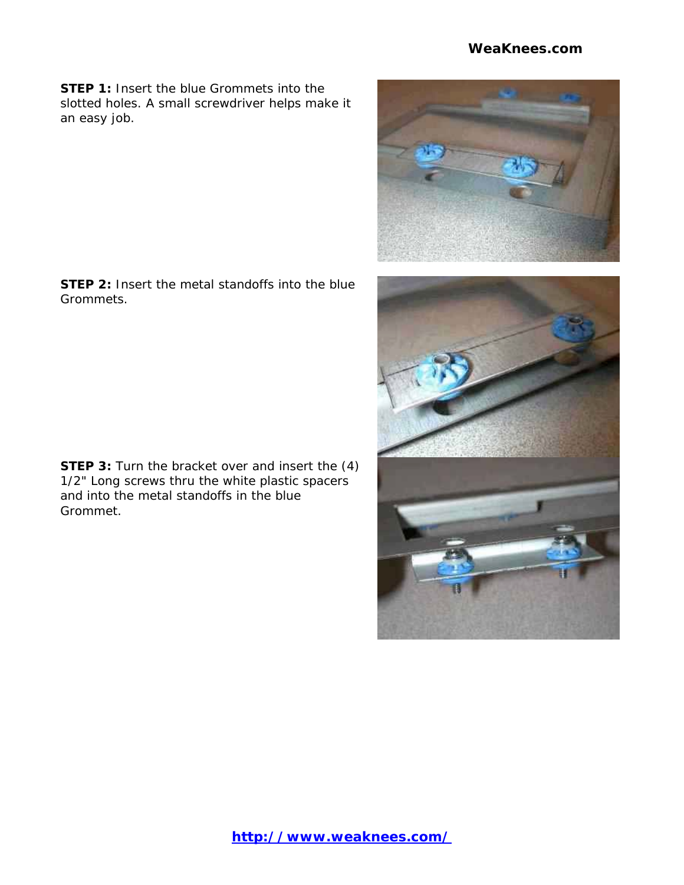**STEP 1:** Insert the blue Grommets into the slotted holes. A small screwdriver helps make it an easy job.

**STEP 2:** Insert the metal standoffs into the blue Grommets.

**STEP 3:** Turn the bracket over and insert the (4) 1/2" Long screws thru the white plastic spacers and into the metal standoffs in the blue Grommet.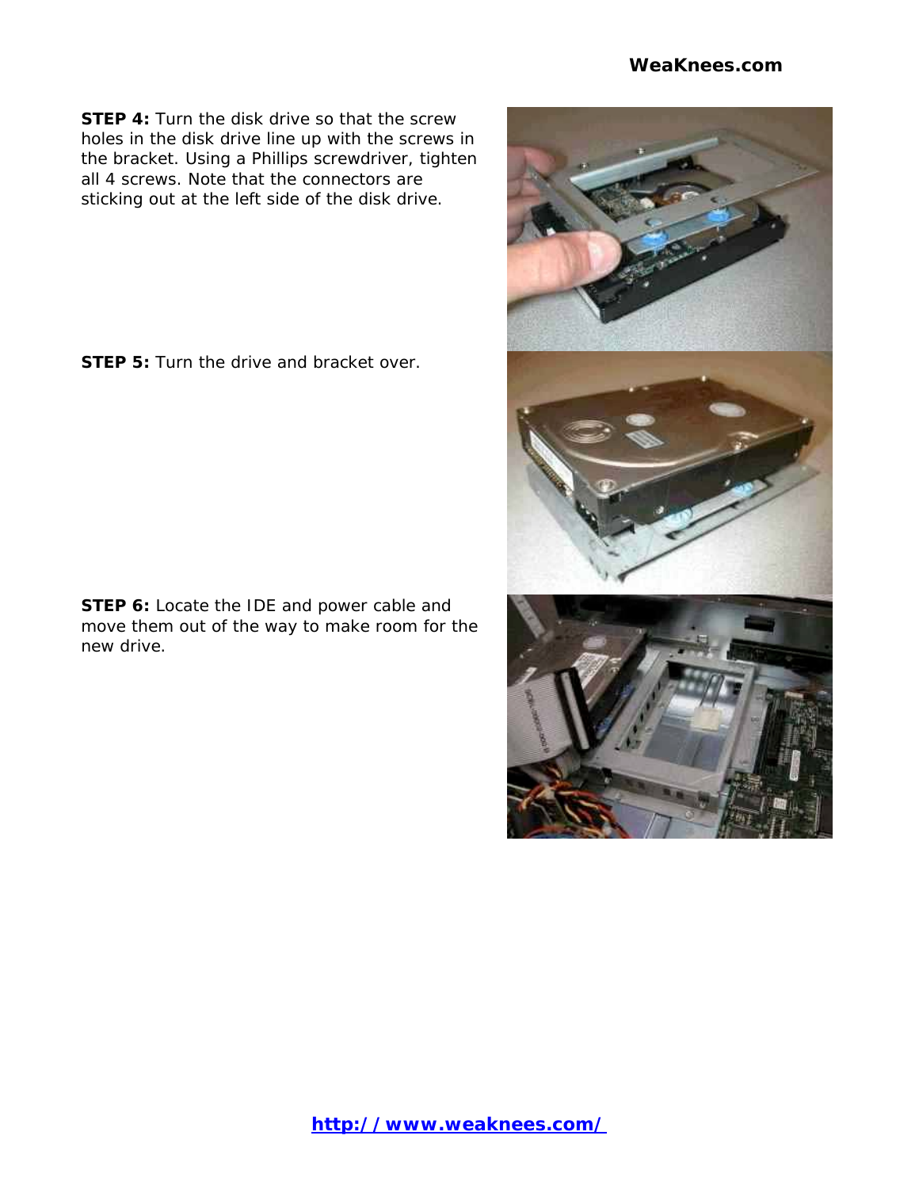**STEP 4:** Turn the disk drive so that the screw holes in the disk drive line up with the screws in the bracket. Using a Phillips screwdriver, tighten all 4 screws. Note that the connectors are sticking out at the left side of the disk drive.

**STEP 5:** Turn the drive and bracket over.

**STEP 6:** Locate the IDE and power cable and move them out of the way to make room for the new drive.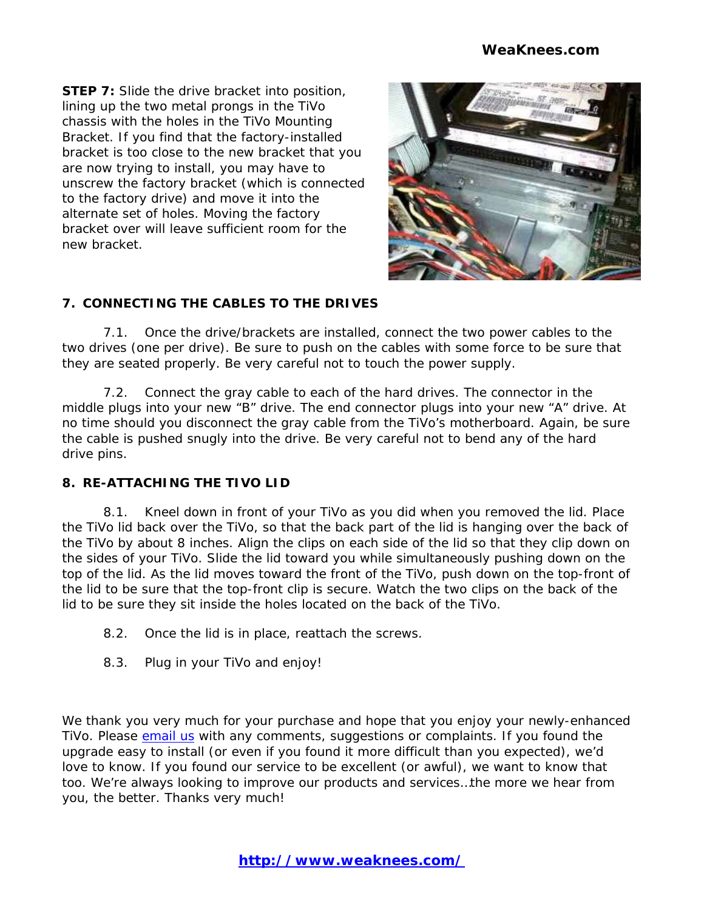**STEP 7:** Slide the drive bracket into position, lining up the two metal prongs in the TiVo chassis with the holes in the TiVo Mounting Bracket. If you find that the factory-installed bracket is too close to the new bracket that you are now trying to install, you may have to unscrew the factory bracket (which is connected to the factory drive) and move it into the alternate set of holes. Moving the factory bracket over will leave sufficient room for the new bracket.

## 7. CONNECTING THE CABLES TO THE DRIVES

7.1. Once the drive/brackets are installed, connect the two power cables to the two drives (one per drive). Be sure to push on the cables with some force to be sure that they are seated properly. Be very careful not to touch the power supply.

7.2. Connect the gray cable to each of the hard drives. The connector in the middle plugs into your new "B" drive. The end connector plugs into your new "A" drive. At no time should you disconnect the gray cable from the TiVo's motherboard. Again, be sure the cable is pushed snugly into the drive. Be very careful not to bend any of the hard drive pins.

## 8. RE-ATTACHING THE TIVO LID

8.1. Kneel down in front of your TiVo as you did when you removed the lid. Place the TiVo lid back over the TiVo, so that the back part of the lid is hanging over the back of the TiVo by about 8 inches. Align the clips on each side of the lid so that they clip down on the sides of your TiVo. Slide the lid toward you while simultaneously pushing down on the top of the lid. As the lid moves toward the front of the TiVo, push down on the top-front of the lid to be sure that the top-front clip is secure. Watch the two clips on the back of the lid to be sure they sit inside the holes located on the back of the TiVo.

8.2. Once the lid is in place, reattach the screws.

8.3. Plug in your TiVo and enjoy!

We thank you very much for your purchase and hope that you enjoy your newly-enhanced TiVo. Please email us with any comments, suggestions or complaints. If you found the upgrade easy to install (or even if you found it more difficult than you expected), we'd love to know. If you found our service to be excellent (or awful), we want to know that too. We're always looking to improve our products and services…the more we hear from you, the better. Thanks very much!